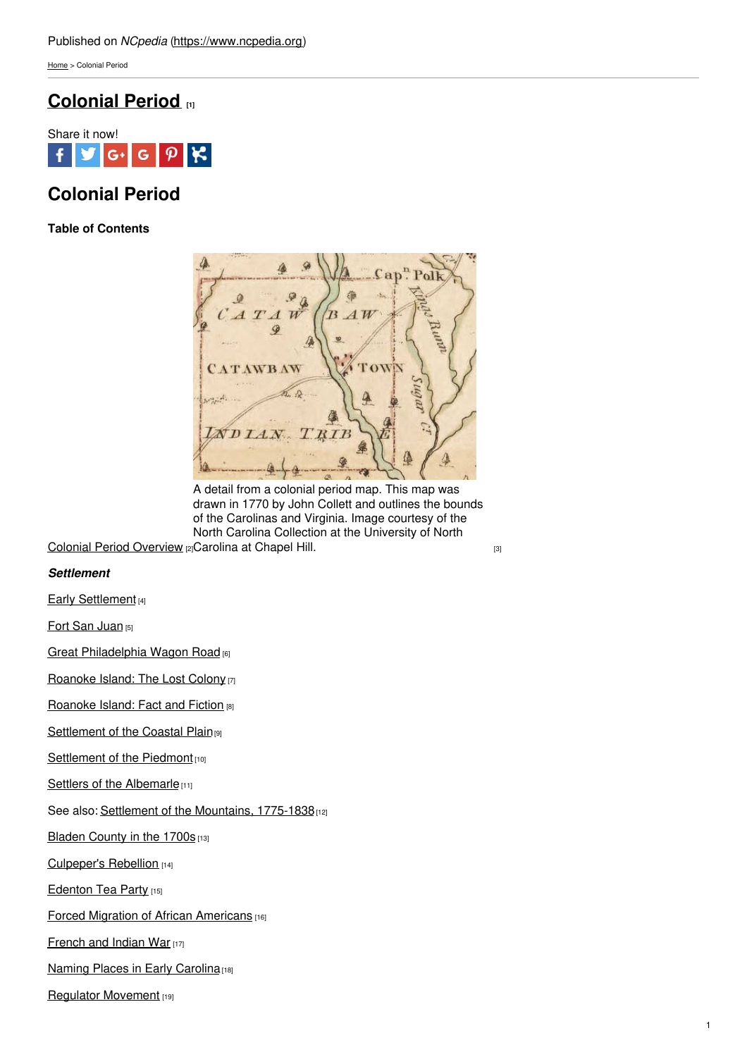Published on *NCpedia* (https://www.ncpedia.org)

Home > Colonial Period

# Colonial Period [1]

Share it now!

## Colonial Period

**Table of Contents**

A detail from a colonial period map. This map was drawn in 1770 by John Collett and outlines the bounds of the Carolinas and Virginia. Image courtesy of the North Carolina Collection at the University of North Carolina at Chapel Hill. [3]

Colonial Period Overview [2]

***Settlement***

Early Settlement [4]

Fort San Juan [5]

Great Philadelphia Wagon Road [6]

Roanoke Island: The Lost Colony [7]

Roanoke Island: Fact and Fiction [8]

Settlement of the Coastal Plain [9]

Settlement of the Piedmont [10]

Settlers of the Albemarle [11]

See also: Settlement of the Mountains, 1775-1838 [12]

Bladen County in the 1700s [13]

Culpeper's Rebellion [14]

Edenton Tea Party [15]

Forced Migration of African Americans [16]

French and Indian War [17]

Naming Places in Early Carolina [18]

Regulator Movement [19]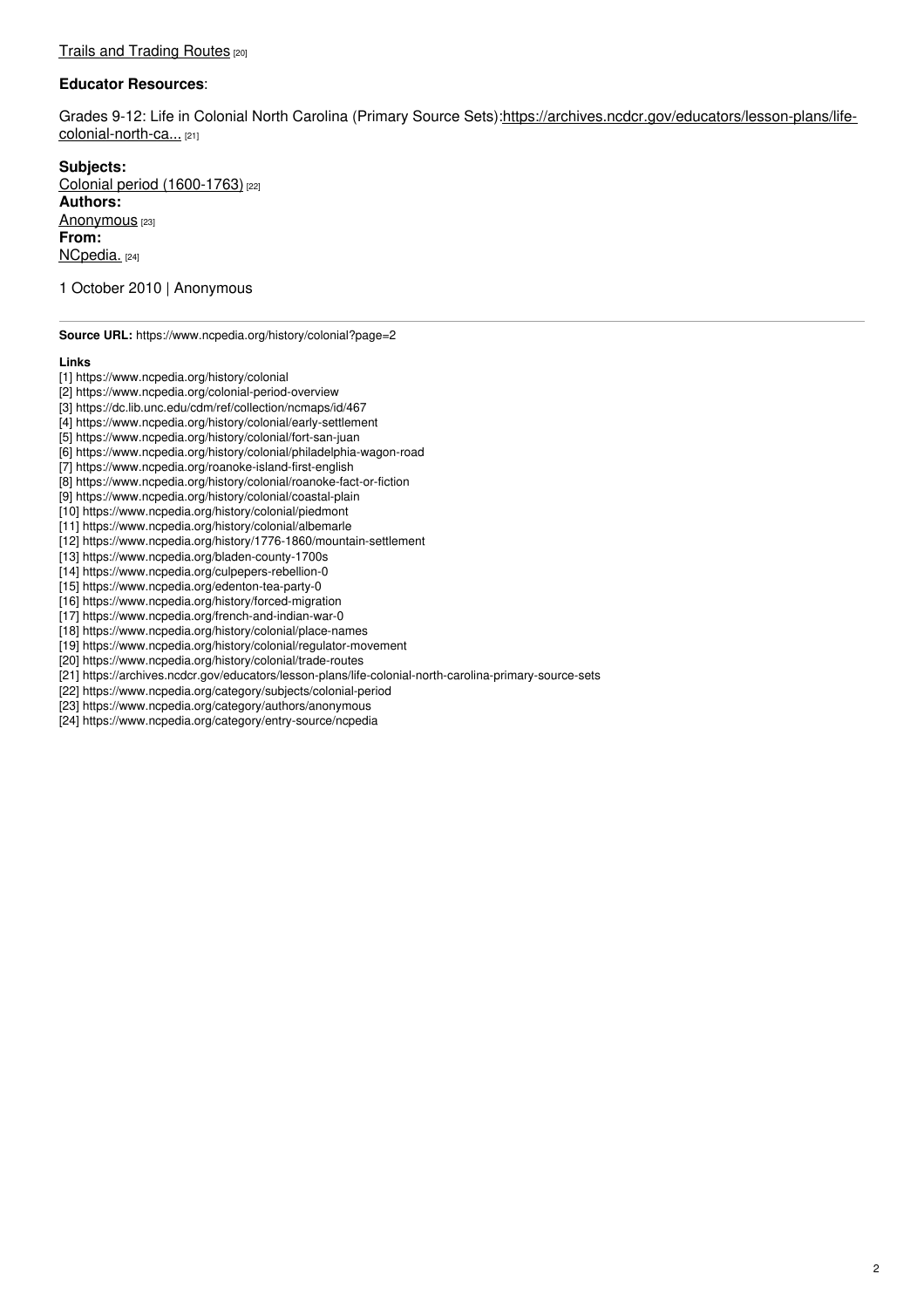[Trails and Trading Routes](https://www.ncpedia.org/history/colonial/trade-routes) [20]

**Educator Resources**:

Grades 9-12: Life in Colonial North Carolina (Primary Source Sets):[https://archives.ncdcr.gov/educators/lesson-plans/life-colonial-north-ca...](https://archives.ncdcr.gov/educators/lesson-plans/life-colonial-north-carolina-primary-source-sets) [21]

**Subjects:**
[Colonial period (1600-1763)](https://www.ncpedia.org/category/subjects/colonial-period) [22]
**Authors:**
[Anonymous](https://www.ncpedia.org/category/authors/anonymous) [23]
**From:**
[NCpedia.](https://www.ncpedia.org/category/entry-source/ncpedia) [24]

1 October 2010 | Anonymous

---

**Source URL:** https://www.ncpedia.org/history/colonial?page=2

**Links**

[1] https://www.ncpedia.org/history/colonial
[2] https://www.ncpedia.org/colonial-period-overview
[3] https://dc.lib.unc.edu/cdm/ref/collection/ncmaps/id/467
[4] https://www.ncpedia.org/history/colonial/early-settlement
[5] https://www.ncpedia.org/history/colonial/fort-san-juan
[6] https://www.ncpedia.org/history/colonial/philadelphia-wagon-road
[7] https://www.ncpedia.org/roanoke-island-first-english
[8] https://www.ncpedia.org/history/colonial/roanoke-fact-or-fiction
[9] https://www.ncpedia.org/history/colonial/coastal-plain
[10] https://www.ncpedia.org/history/colonial/piedmont
[11] https://www.ncpedia.org/history/colonial/albemarle
[12] https://www.ncpedia.org/history/1776-1860/mountain-settlement
[13] https://www.ncpedia.org/bladen-county-1700s
[14] https://www.ncpedia.org/culpepers-rebellion-0
[15] https://www.ncpedia.org/edenton-tea-party-0
[16] https://www.ncpedia.org/history/forced-migration
[17] https://www.ncpedia.org/french-and-indian-war-0
[18] https://www.ncpedia.org/history/colonial/place-names
[19] https://www.ncpedia.org/history/colonial/regulator-movement
[20] https://www.ncpedia.org/history/colonial/trade-routes
[21] https://archives.ncdcr.gov/educators/lesson-plans/life-colonial-north-carolina-primary-source-sets
[22] https://www.ncpedia.org/category/subjects/colonial-period
[23] https://www.ncpedia.org/category/authors/anonymous
[24] https://www.ncpedia.org/category/entry-source/ncpedia